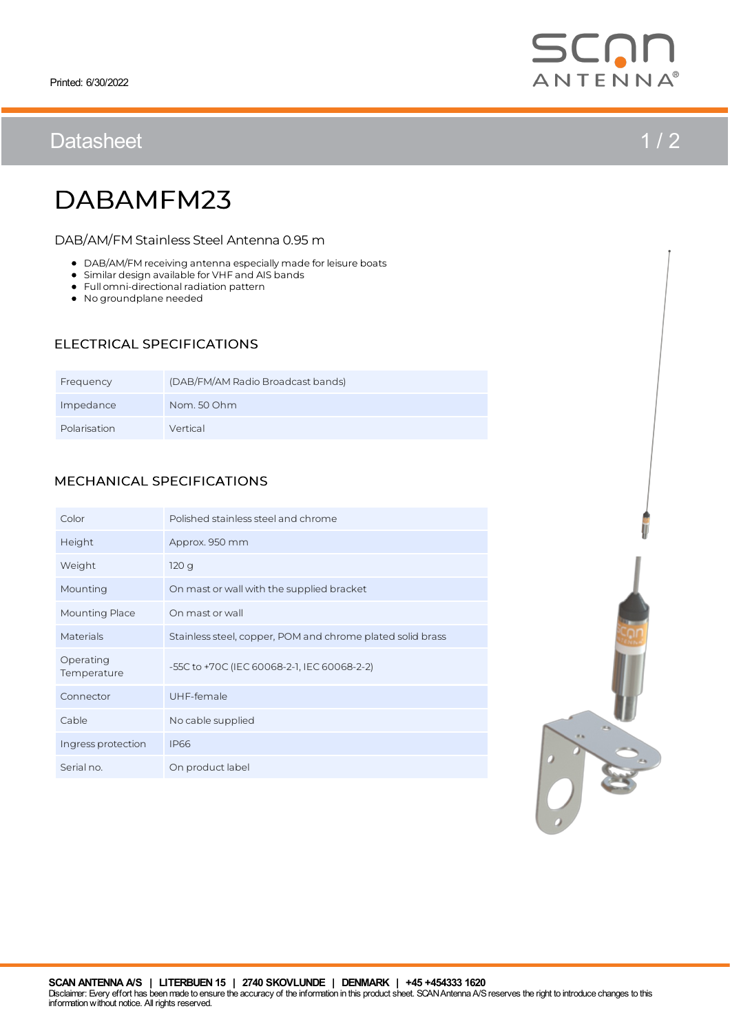Printed: 6/30/2022

# DABAMFM23

DAB/AM/FM Stainless Steel Antenna 0.95 m

- DAB/AM/FM receiving antenna especially made for leisure boats
- Similar design available for VHF and AIS bands
- Full omni-directional radiation pattern
- No groundplane needed

## ELECTRICAL SPECIFICATIONS

| | |
|---|---|
| Frequency | (DAB/FM/AM Radio Broadcast bands) |
| Impedance | Nom. 50 Ohm |
| Polarisation | Vertical |

## MECHANICAL SPECIFICATIONS

| | |
|---|---|
| Color | Polished stainless steel and chrome |
| Height | Approx. 950 mm |
| Weight | 120 g |
| Mounting | On mast or wall with the supplied bracket |
| Mounting Place | On mast or wall |
| Materials | Stainless steel, copper, POM and chrome plated solid brass |
| Operating Temperature | -55C to +70C (IEC 60068-2-1, IEC 60068-2-2) |
| Connector | UHF-female |
| Cable | No cable supplied |
| Ingress protection | IP66 |
| Serial no. | On product label |

**SCAN ANTENNA A/S | LITERBUEN 15 | 2740 SKOVLUNDE | DENMARK | +45 +454333 1620**

Disclaimer: Every effort has been made to ensure the accuracy of the information in this product sheet. SCAN Antenna A/S reserves the right to introduce changes to this information without notice. All rights reserved.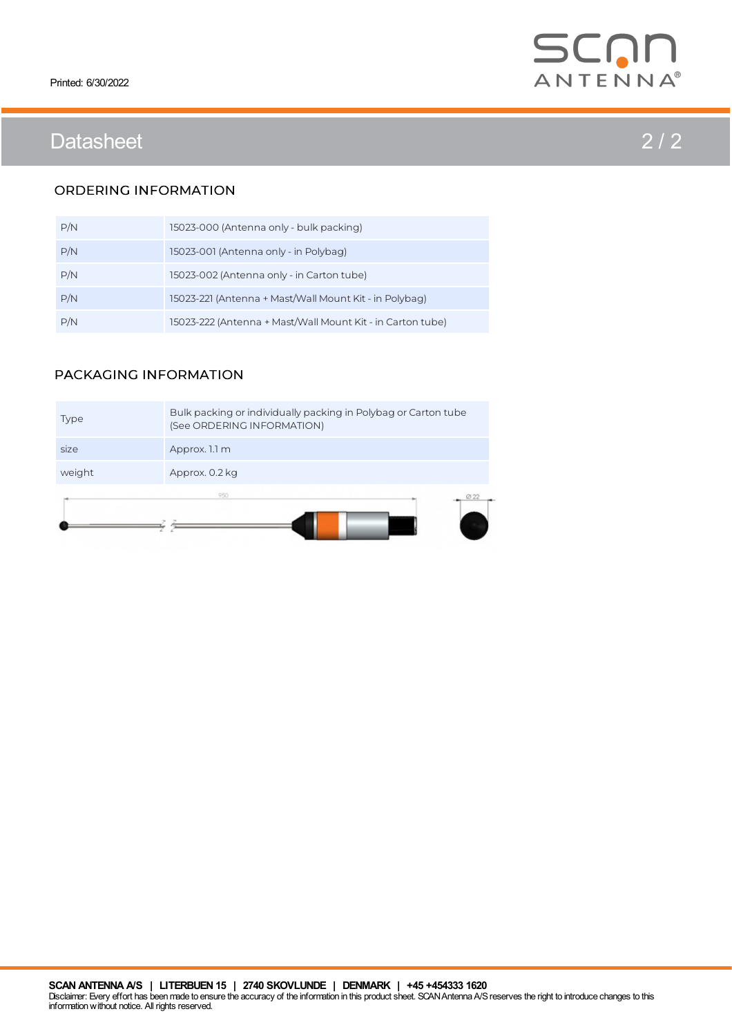# Datasheet

## ORDERING INFORMATION

| | |
|---|---|
| P/N | 15023-000 (Antenna only - bulk packing) |
| P/N | 15023-001 (Antenna only - in Polybag) |
| P/N | 15023-002 (Antenna only - in Carton tube) |
| P/N | 15023-221 (Antenna + Mast/Wall Mount Kit - in Polybag) |
| P/N | 15023-222 (Antenna + Mast/Wall Mount Kit - in Carton tube) |

## PACKAGING INFORMATION

| | |
|---|---|
| Type | Bulk packing or individually packing in Polybag or Carton tube (See ORDERING INFORMATION) |
| size | Approx. 1.1 m |
| weight | Approx. 0.2 kg |

950

Ø 22

**SCAN ANTENNA A/S | LITERBUEN 15 | 2740 SKOVLUNDE | DENMARK | +45 +454333 1620**
Disclaimer: Every effort has been made to ensure the accuracy of the information in this product sheet. SCAN Antenna A/S reserves the right to introduce changes to this information without notice. All rights reserved.